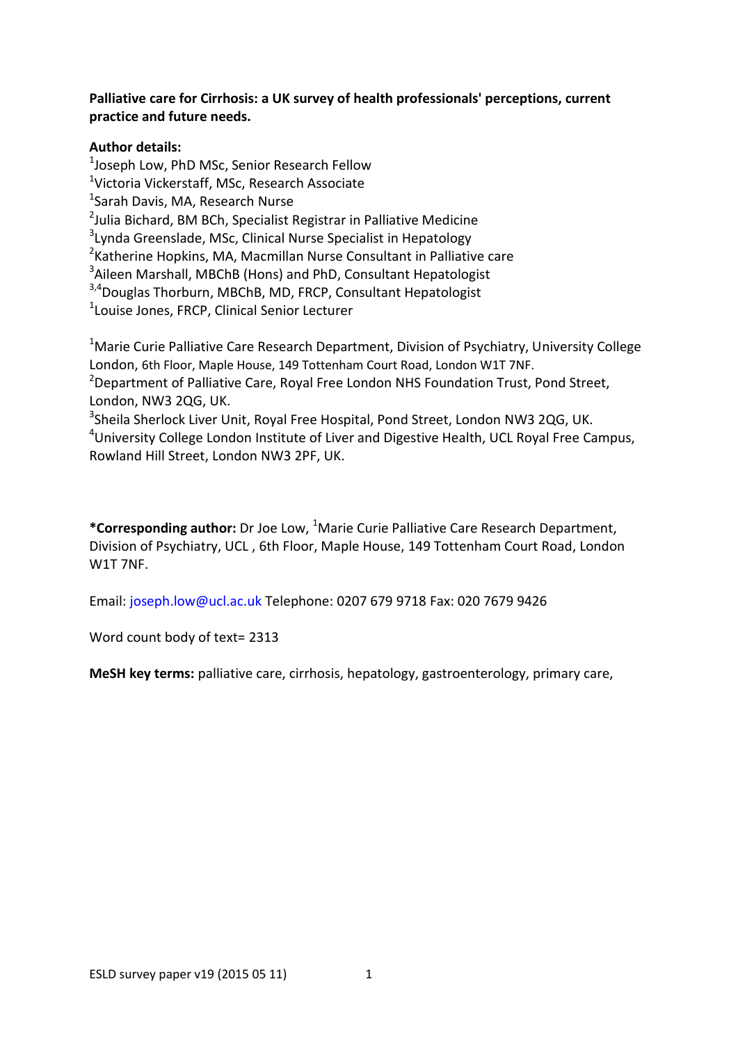**Palliative care for Cirrhosis: a UK survey of health professionals' perceptions, current practice and future needs.**

**Author details:**

[1]Joseph Low, PhD MSc, Senior Research Fellow
[1]Victoria Vickerstaff, MSc, Research Associate
[1]Sarah Davis, MA, Research Nurse
[2]Julia Bichard, BM BCh, Specialist Registrar in Palliative Medicine
[3]Lynda Greenslade, MSc, Clinical Nurse Specialist in Hepatology
[2]Katherine Hopkins, MA, Macmillan Nurse Consultant in Palliative care
[3]Aileen Marshall, MBChB (Hons) and PhD, Consultant Hepatologist
[3,4]Douglas Thorburn, MBChB, MD, FRCP, Consultant Hepatologist
[1]Louise Jones, FRCP, Clinical Senior Lecturer

[1]Marie Curie Palliative Care Research Department, Division of Psychiatry, University College London, 6th Floor, Maple House, 149 Tottenham Court Road, London W1T 7NF.
[2]Department of Palliative Care, Royal Free London NHS Foundation Trust, Pond Street, London, NW3 2QG, UK.
[3]Sheila Sherlock Liver Unit, Royal Free Hospital, Pond Street, London NW3 2QG, UK.
[4]University College London Institute of Liver and Digestive Health, UCL Royal Free Campus, Rowland Hill Street, London NW3 2PF, UK.

**\*Corresponding author:** Dr Joe Low, [1]Marie Curie Palliative Care Research Department, Division of Psychiatry, UCL , 6th Floor, Maple House, 149 Tottenham Court Road, London W1T 7NF.

Email: joseph.low@ucl.ac.uk Telephone: 0207 679 9718 Fax: 020 7679 9426

Word count body of text= 2313

**MeSH key terms:** palliative care, cirrhosis, hepatology, gastroenterology, primary care,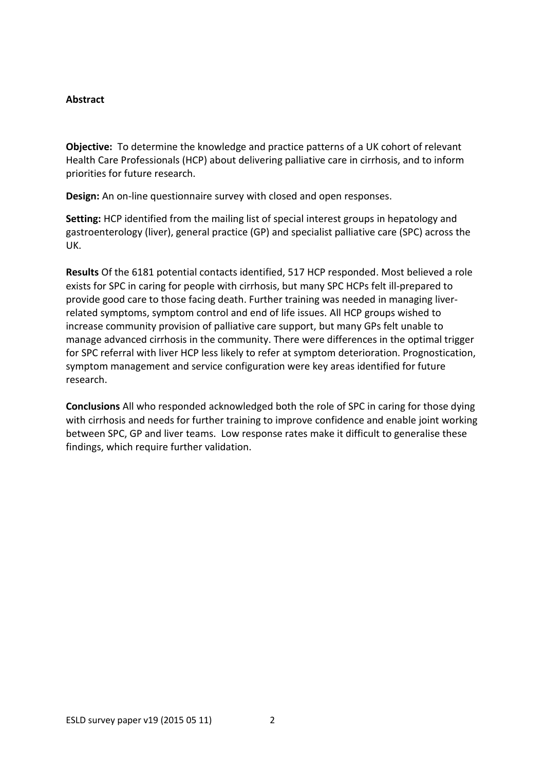**Abstract**

**Objective:** To determine the knowledge and practice patterns of a UK cohort of relevant Health Care Professionals (HCP) about delivering palliative care in cirrhosis, and to inform priorities for future research.

**Design:** An on-line questionnaire survey with closed and open responses.

**Setting:** HCP identified from the mailing list of special interest groups in hepatology and gastroenterology (liver), general practice (GP) and specialist palliative care (SPC) across the UK.

**Results** Of the 6181 potential contacts identified, 517 HCP responded. Most believed a role exists for SPC in caring for people with cirrhosis, but many SPC HCPs felt ill-prepared to provide good care to those facing death. Further training was needed in managing liver-related symptoms, symptom control and end of life issues. All HCP groups wished to increase community provision of palliative care support, but many GPs felt unable to manage advanced cirrhosis in the community. There were differences in the optimal trigger for SPC referral with liver HCP less likely to refer at symptom deterioration. Prognostication, symptom management and service configuration were key areas identified for future research.

**Conclusions** All who responded acknowledged both the role of SPC in caring for those dying with cirrhosis and needs for further training to improve confidence and enable joint working between SPC, GP and liver teams. Low response rates make it difficult to generalise these findings, which require further validation.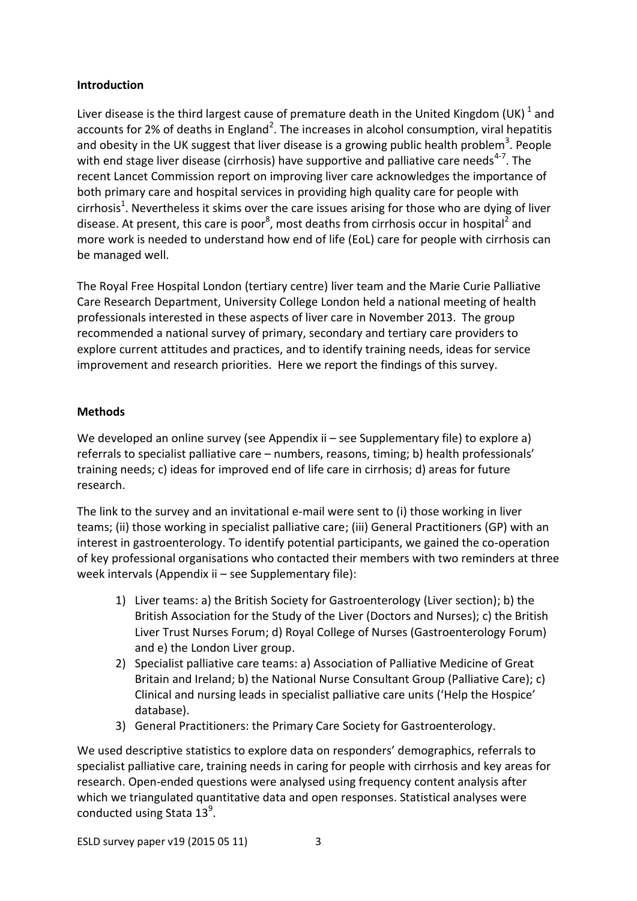## Introduction

Liver disease is the third largest cause of premature death in the United Kingdom (UK) [1] and accounts for 2% of deaths in England[2]. The increases in alcohol consumption, viral hepatitis and obesity in the UK suggest that liver disease is a growing public health problem[3]. People with end stage liver disease (cirrhosis) have supportive and palliative care needs[4-7]. The recent Lancet Commission report on improving liver care acknowledges the importance of both primary care and hospital services in providing high quality care for people with cirrhosis[1]. Nevertheless it skims over the care issues arising for those who are dying of liver disease. At present, this care is poor[8], most deaths from cirrhosis occur in hospital[2] and more work is needed to understand how end of life (EoL) care for people with cirrhosis can be managed well.

The Royal Free Hospital London (tertiary centre) liver team and the Marie Curie Palliative Care Research Department, University College London held a national meeting of health professionals interested in these aspects of liver care in November 2013. The group recommended a national survey of primary, secondary and tertiary care providers to explore current attitudes and practices, and to identify training needs, ideas for service improvement and research priorities. Here we report the findings of this survey.

## Methods

We developed an online survey (see Appendix ii – see Supplementary file) to explore a) referrals to specialist palliative care – numbers, reasons, timing; b) health professionals' training needs; c) ideas for improved end of life care in cirrhosis; d) areas for future research.

The link to the survey and an invitational e-mail were sent to (i) those working in liver teams; (ii) those working in specialist palliative care; (iii) General Practitioners (GP) with an interest in gastroenterology. To identify potential participants, we gained the co-operation of key professional organisations who contacted their members with two reminders at three week intervals (Appendix ii – see Supplementary file):

1) Liver teams: a) the British Society for Gastroenterology (Liver section); b) the British Association for the Study of the Liver (Doctors and Nurses); c) the British Liver Trust Nurses Forum; d) Royal College of Nurses (Gastroenterology Forum) and e) the London Liver group.
2) Specialist palliative care teams: a) Association of Palliative Medicine of Great Britain and Ireland; b) the National Nurse Consultant Group (Palliative Care); c) Clinical and nursing leads in specialist palliative care units ('Help the Hospice' database).
3) General Practitioners: the Primary Care Society for Gastroenterology.

We used descriptive statistics to explore data on responders' demographics, referrals to specialist palliative care, training needs in caring for people with cirrhosis and key areas for research. Open-ended questions were analysed using frequency content analysis after which we triangulated quantitative data and open responses. Statistical analyses were conducted using Stata 13[9].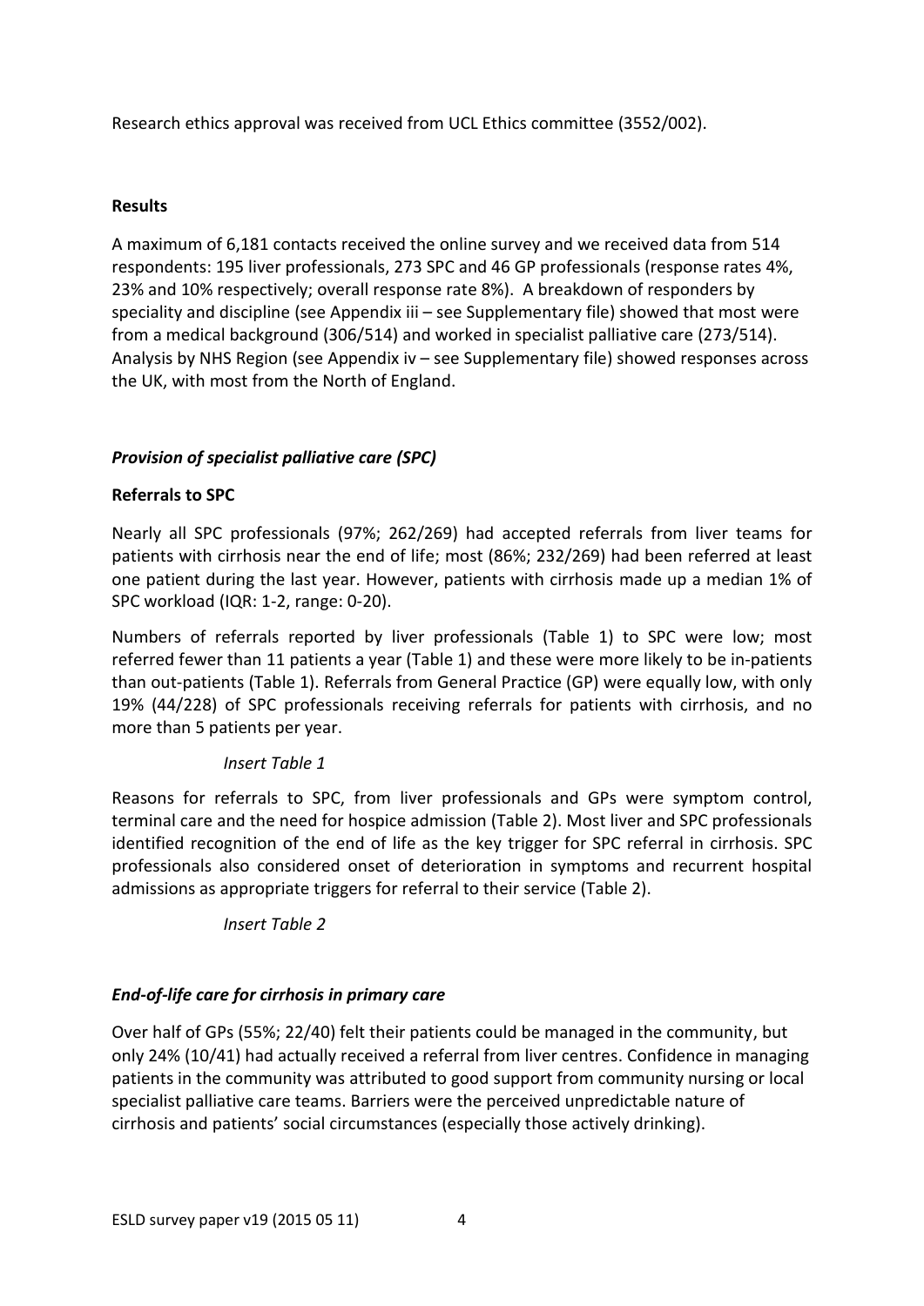Research ethics approval was received from UCL Ethics committee (3552/002).

## Results

A maximum of 6,181 contacts received the online survey and we received data from 514 respondents: 195 liver professionals, 273 SPC and 46 GP professionals (response rates 4%, 23% and 10% respectively; overall response rate 8%). A breakdown of responders by speciality and discipline (see Appendix iii – see Supplementary file) showed that most were from a medical background (306/514) and worked in specialist palliative care (273/514). Analysis by NHS Region (see Appendix iv – see Supplementary file) showed responses across the UK, with most from the North of England.

### *Provision of specialist palliative care (SPC)*

#### Referrals to SPC

Nearly all SPC professionals (97%; 262/269) had accepted referrals from liver teams for patients with cirrhosis near the end of life; most (86%; 232/269) had been referred at least one patient during the last year. However, patients with cirrhosis made up a median 1% of SPC workload (IQR: 1-2, range: 0-20).

Numbers of referrals reported by liver professionals (Table 1) to SPC were low; most referred fewer than 11 patients a year (Table 1) and these were more likely to be in-patients than out-patients (Table 1). Referrals from General Practice (GP) were equally low, with only 19% (44/228) of SPC professionals receiving referrals for patients with cirrhosis, and no more than 5 patients per year.

*Insert Table 1*

Reasons for referrals to SPC, from liver professionals and GPs were symptom control, terminal care and the need for hospice admission (Table 2). Most liver and SPC professionals identified recognition of the end of life as the key trigger for SPC referral in cirrhosis. SPC professionals also considered onset of deterioration in symptoms and recurrent hospital admissions as appropriate triggers for referral to their service (Table 2).

*Insert Table 2*

### *End-of-life care for cirrhosis in primary care*

Over half of GPs (55%; 22/40) felt their patients could be managed in the community, but only 24% (10/41) had actually received a referral from liver centres. Confidence in managing patients in the community was attributed to good support from community nursing or local specialist palliative care teams. Barriers were the perceived unpredictable nature of cirrhosis and patients' social circumstances (especially those actively drinking).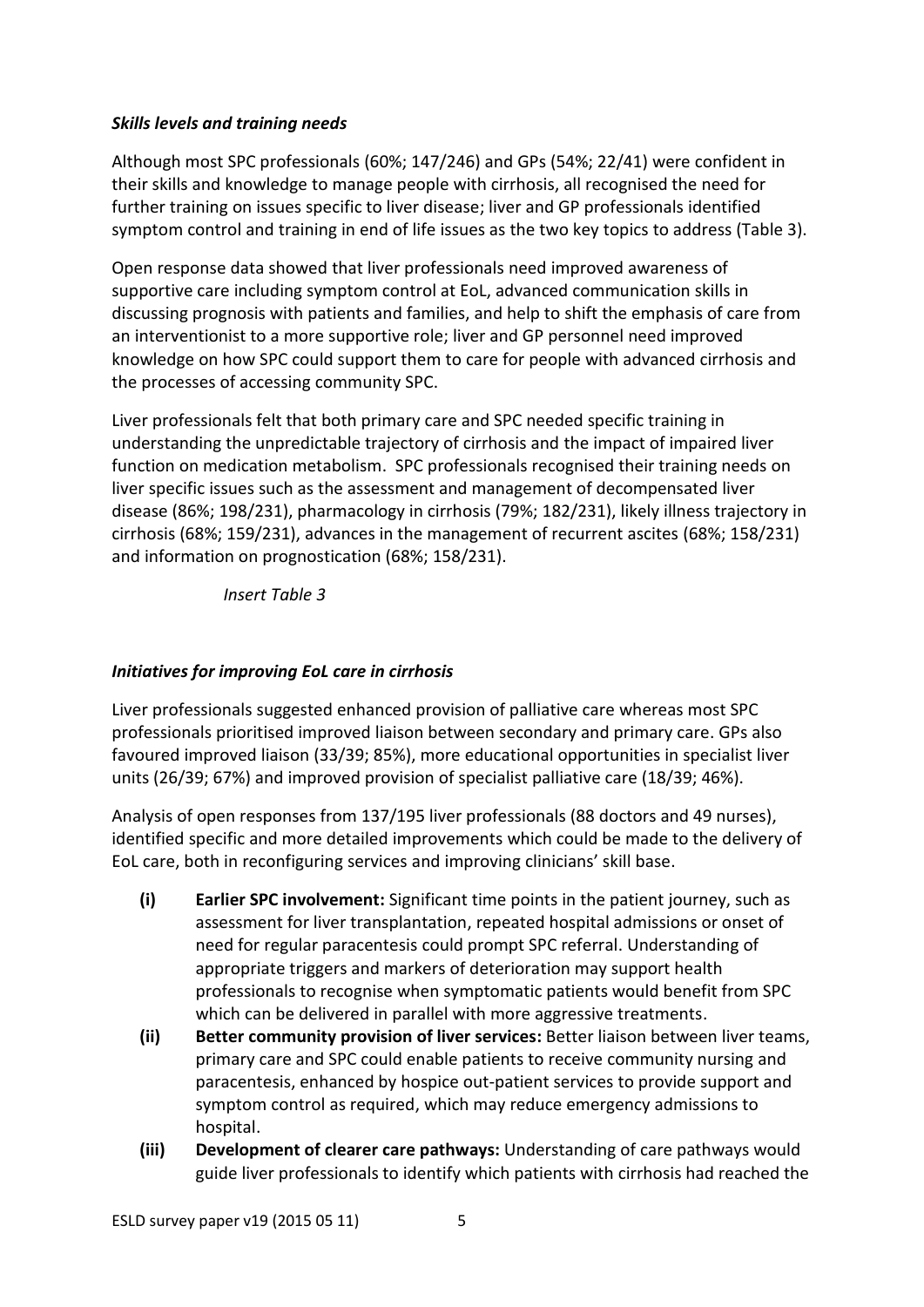### *Skills levels and training needs*

Although most SPC professionals (60%; 147/246) and GPs (54%; 22/41) were confident in their skills and knowledge to manage people with cirrhosis, all recognised the need for further training on issues specific to liver disease; liver and GP professionals identified symptom control and training in end of life issues as the two key topics to address (Table 3).

Open response data showed that liver professionals need improved awareness of supportive care including symptom control at EoL, advanced communication skills in discussing prognosis with patients and families, and help to shift the emphasis of care from an interventionist to a more supportive role; liver and GP personnel need improved knowledge on how SPC could support them to care for people with advanced cirrhosis and the processes of accessing community SPC.

Liver professionals felt that both primary care and SPC needed specific training in understanding the unpredictable trajectory of cirrhosis and the impact of impaired liver function on medication metabolism. SPC professionals recognised their training needs on liver specific issues such as the assessment and management of decompensated liver disease (86%; 198/231), pharmacology in cirrhosis (79%; 182/231), likely illness trajectory in cirrhosis (68%; 159/231), advances in the management of recurrent ascites (68%; 158/231) and information on prognostication (68%; 158/231).

*Insert Table 3*

### *Initiatives for improving EoL care in cirrhosis*

Liver professionals suggested enhanced provision of palliative care whereas most SPC professionals prioritised improved liaison between secondary and primary care. GPs also favoured improved liaison (33/39; 85%), more educational opportunities in specialist liver units (26/39; 67%) and improved provision of specialist palliative care (18/39; 46%).

Analysis of open responses from 137/195 liver professionals (88 doctors and 49 nurses), identified specific and more detailed improvements which could be made to the delivery of EoL care, both in reconfiguring services and improving clinicians' skill base.

- **(i) Earlier SPC involvement:** Significant time points in the patient journey, such as assessment for liver transplantation, repeated hospital admissions or onset of need for regular paracentesis could prompt SPC referral. Understanding of appropriate triggers and markers of deterioration may support health professionals to recognise when symptomatic patients would benefit from SPC which can be delivered in parallel with more aggressive treatments.
- **(ii) Better community provision of liver services:** Better liaison between liver teams, primary care and SPC could enable patients to receive community nursing and paracentesis, enhanced by hospice out-patient services to provide support and symptom control as required, which may reduce emergency admissions to hospital.
- **(iii) Development of clearer care pathways:** Understanding of care pathways would guide liver professionals to identify which patients with cirrhosis had reached the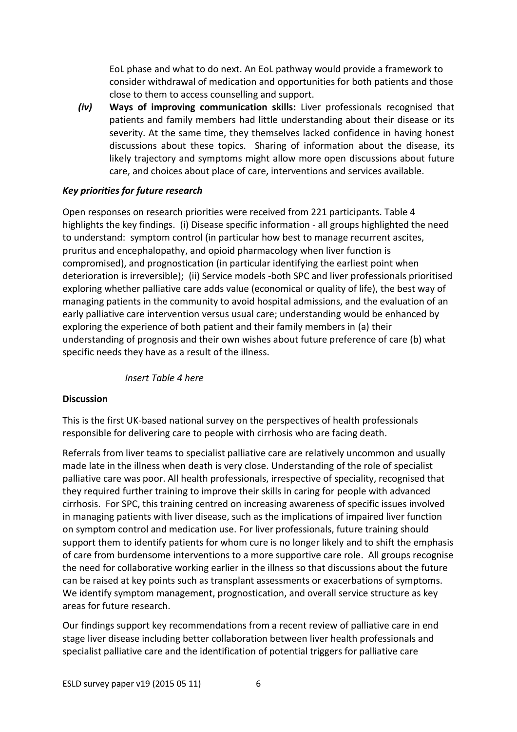EoL phase and what to do next. An EoL pathway would provide a framework to consider withdrawal of medication and opportunities for both patients and those close to them to access counselling and support.

*(iv)* **Ways of improving communication skills:** Liver professionals recognised that patients and family members had little understanding about their disease or its severity. At the same time, they themselves lacked confidence in having honest discussions about these topics. Sharing of information about the disease, its likely trajectory and symptoms might allow more open discussions about future care, and choices about place of care, interventions and services available.

### *Key priorities for future research*

Open responses on research priorities were received from 221 participants. Table 4 highlights the key findings. (i) Disease specific information - all groups highlighted the need to understand: symptom control (in particular how best to manage recurrent ascites, pruritus and encephalopathy, and opioid pharmacology when liver function is compromised), and prognostication (in particular identifying the earliest point when deterioration is irreversible); (ii) Service models -both SPC and liver professionals prioritised exploring whether palliative care adds value (economical or quality of life), the best way of managing patients in the community to avoid hospital admissions, and the evaluation of an early palliative care intervention versus usual care; understanding would be enhanced by exploring the experience of both patient and their family members in (a) their understanding of prognosis and their own wishes about future preference of care (b) what specific needs they have as a result of the illness.

*Insert Table 4 here*

## Discussion

This is the first UK-based national survey on the perspectives of health professionals responsible for delivering care to people with cirrhosis who are facing death.

Referrals from liver teams to specialist palliative care are relatively uncommon and usually made late in the illness when death is very close. Understanding of the role of specialist palliative care was poor. All health professionals, irrespective of speciality, recognised that they required further training to improve their skills in caring for people with advanced cirrhosis. For SPC, this training centred on increasing awareness of specific issues involved in managing patients with liver disease, such as the implications of impaired liver function on symptom control and medication use. For liver professionals, future training should support them to identify patients for whom cure is no longer likely and to shift the emphasis of care from burdensome interventions to a more supportive care role. All groups recognise the need for collaborative working earlier in the illness so that discussions about the future can be raised at key points such as transplant assessments or exacerbations of symptoms. We identify symptom management, prognostication, and overall service structure as key areas for future research.

Our findings support key recommendations from a recent review of palliative care in end stage liver disease including better collaboration between liver health professionals and specialist palliative care and the identification of potential triggers for palliative care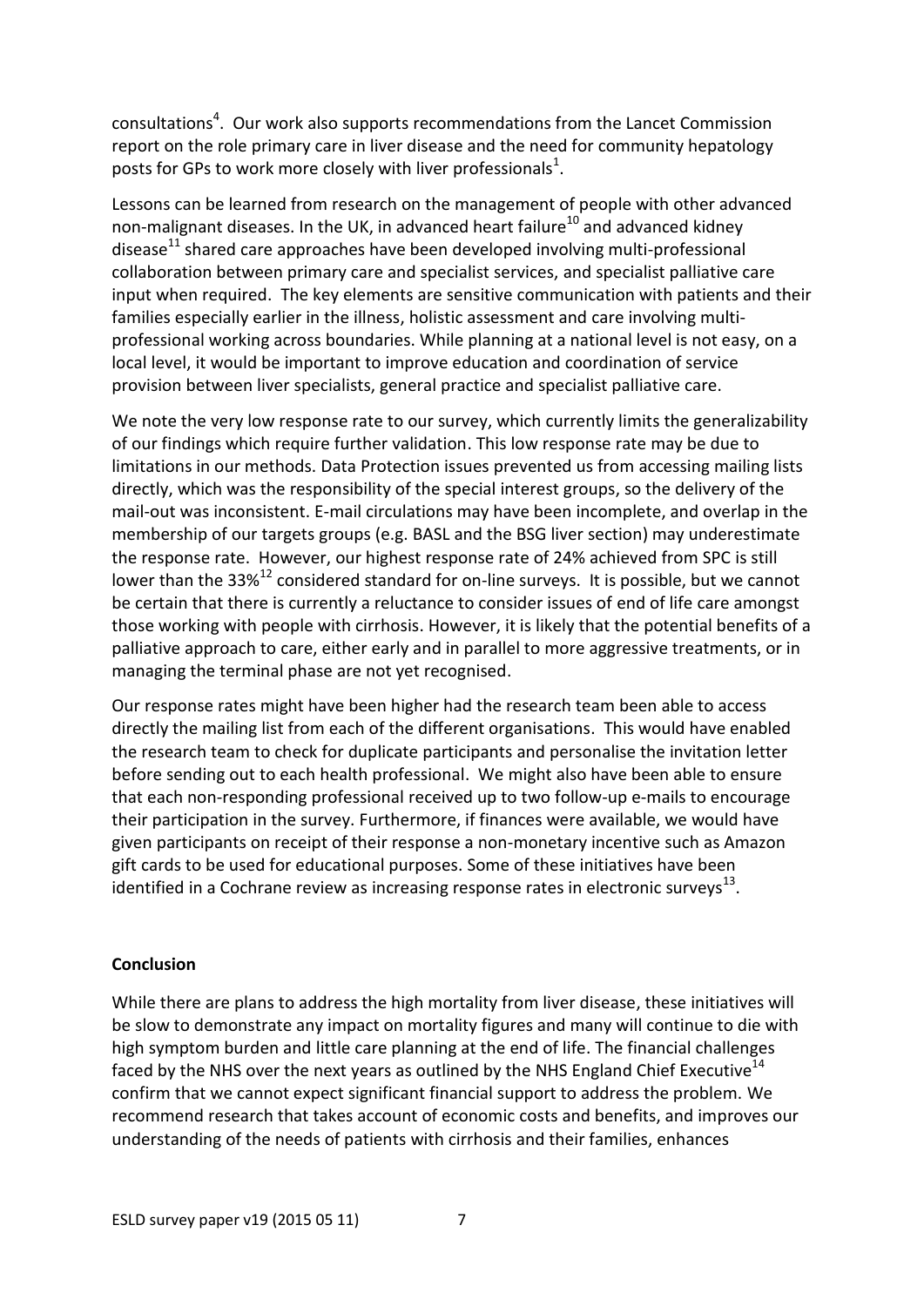consultations[4]. Our work also supports recommendations from the Lancet Commission report on the role primary care in liver disease and the need for community hepatology posts for GPs to work more closely with liver professionals[1].

Lessons can be learned from research on the management of people with other advanced non-malignant diseases. In the UK, in advanced heart failure[10] and advanced kidney disease[11] shared care approaches have been developed involving multi-professional collaboration between primary care and specialist services, and specialist palliative care input when required. The key elements are sensitive communication with patients and their families especially earlier in the illness, holistic assessment and care involving multi-professional working across boundaries. While planning at a national level is not easy, on a local level, it would be important to improve education and coordination of service provision between liver specialists, general practice and specialist palliative care.

We note the very low response rate to our survey, which currently limits the generalizability of our findings which require further validation. This low response rate may be due to limitations in our methods. Data Protection issues prevented us from accessing mailing lists directly, which was the responsibility of the special interest groups, so the delivery of the mail-out was inconsistent. E-mail circulations may have been incomplete, and overlap in the membership of our targets groups (e.g. BASL and the BSG liver section) may underestimate the response rate. However, our highest response rate of 24% achieved from SPC is still lower than the 33%[12] considered standard for on-line surveys. It is possible, but we cannot be certain that there is currently a reluctance to consider issues of end of life care amongst those working with people with cirrhosis. However, it is likely that the potential benefits of a palliative approach to care, either early and in parallel to more aggressive treatments, or in managing the terminal phase are not yet recognised.

Our response rates might have been higher had the research team been able to access directly the mailing list from each of the different organisations. This would have enabled the research team to check for duplicate participants and personalise the invitation letter before sending out to each health professional. We might also have been able to ensure that each non-responding professional received up to two follow-up e-mails to encourage their participation in the survey. Furthermore, if finances were available, we would have given participants on receipt of their response a non-monetary incentive such as Amazon gift cards to be used for educational purposes. Some of these initiatives have been identified in a Cochrane review as increasing response rates in electronic surveys[13].

## Conclusion

While there are plans to address the high mortality from liver disease, these initiatives will be slow to demonstrate any impact on mortality figures and many will continue to die with high symptom burden and little care planning at the end of life. The financial challenges faced by the NHS over the next years as outlined by the NHS England Chief Executive[14] confirm that we cannot expect significant financial support to address the problem. We recommend research that takes account of economic costs and benefits, and improves our understanding of the needs of patients with cirrhosis and their families, enhances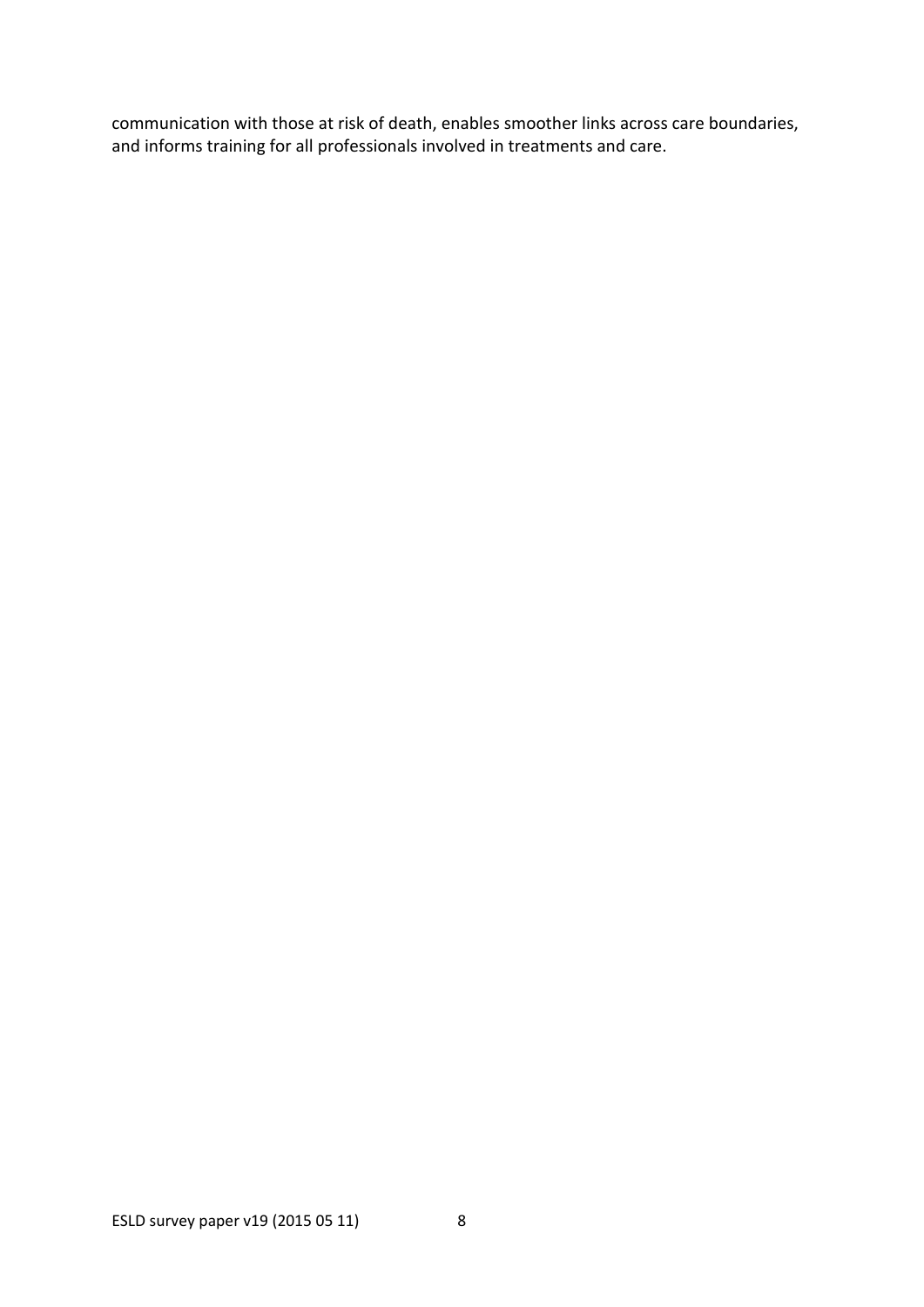communication with those at risk of death, enables smoother links across care boundaries, and informs training for all professionals involved in treatments and care.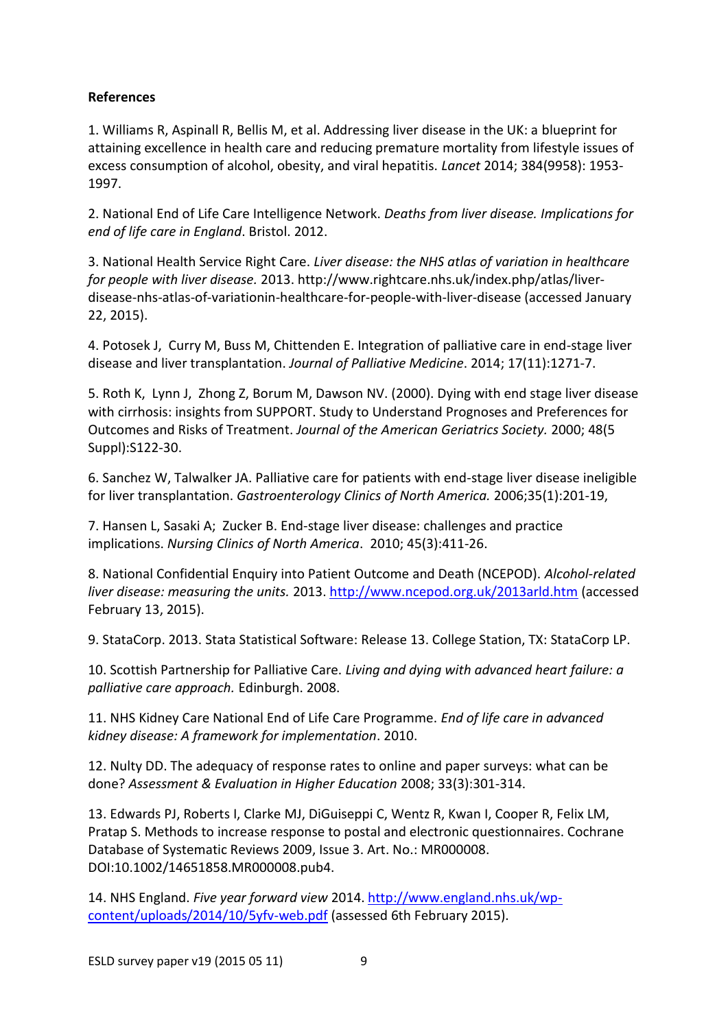**References**

1. Williams R, Aspinall R, Bellis M, et al. Addressing liver disease in the UK: a blueprint for attaining excellence in health care and reducing premature mortality from lifestyle issues of excess consumption of alcohol, obesity, and viral hepatitis. *Lancet* 2014; 384(9958): 1953-1997.

2. National End of Life Care Intelligence Network. *Deaths from liver disease. Implications for end of life care in England*. Bristol. 2012.

3. National Health Service Right Care. *Liver disease: the NHS atlas of variation in healthcare for people with liver disease.* 2013. http://www.rightcare.nhs.uk/index.php/atlas/liver-disease-nhs-atlas-of-variationin-healthcare-for-people-with-liver-disease (accessed January 22, 2015).

4. Potosek J, Curry M, Buss M, Chittenden E. Integration of palliative care in end-stage liver disease and liver transplantation. *Journal of Palliative Medicine*. 2014; 17(11):1271-7.

5. Roth K, Lynn J, Zhong Z, Borum M, Dawson NV. (2000). Dying with end stage liver disease with cirrhosis: insights from SUPPORT. Study to Understand Prognoses and Preferences for Outcomes and Risks of Treatment. *Journal of the American Geriatrics Society.* 2000; 48(5 Suppl):S122-30.

6. Sanchez W, Talwalker JA. Palliative care for patients with end-stage liver disease ineligible for liver transplantation. *Gastroenterology Clinics of North America.* 2006;35(1):201-19,

7. Hansen L, Sasaki A; Zucker B. End-stage liver disease: challenges and practice implications. *Nursing Clinics of North America*. 2010; 45(3):411-26.

8. National Confidential Enquiry into Patient Outcome and Death (NCEPOD). *Alcohol-related liver disease: measuring the units.* 2013. http://www.ncepod.org.uk/2013arld.htm (accessed February 13, 2015).

9. StataCorp. 2013. Stata Statistical Software: Release 13. College Station, TX: StataCorp LP.

10. Scottish Partnership for Palliative Care. *Living and dying with advanced heart failure: a palliative care approach.* Edinburgh. 2008.

11. NHS Kidney Care National End of Life Care Programme. *End of life care in advanced kidney disease: A framework for implementation*. 2010.

12. Nulty DD. The adequacy of response rates to online and paper surveys: what can be done? *Assessment & Evaluation in Higher Education* 2008; 33(3):301-314.

13. Edwards PJ, Roberts I, Clarke MJ, DiGuiseppi C, Wentz R, Kwan I, Cooper R, Felix LM, Pratap S. Methods to increase response to postal and electronic questionnaires. Cochrane Database of Systematic Reviews 2009, Issue 3. Art. No.: MR000008. DOI:10.1002/14651858.MR000008.pub4.

14. NHS England. *Five year forward view* 2014. http://www.england.nhs.uk/wp-content/uploads/2014/10/5yfv-web.pdf (assessed 6th February 2015).

ESLD survey paper v19 (2015 05 11)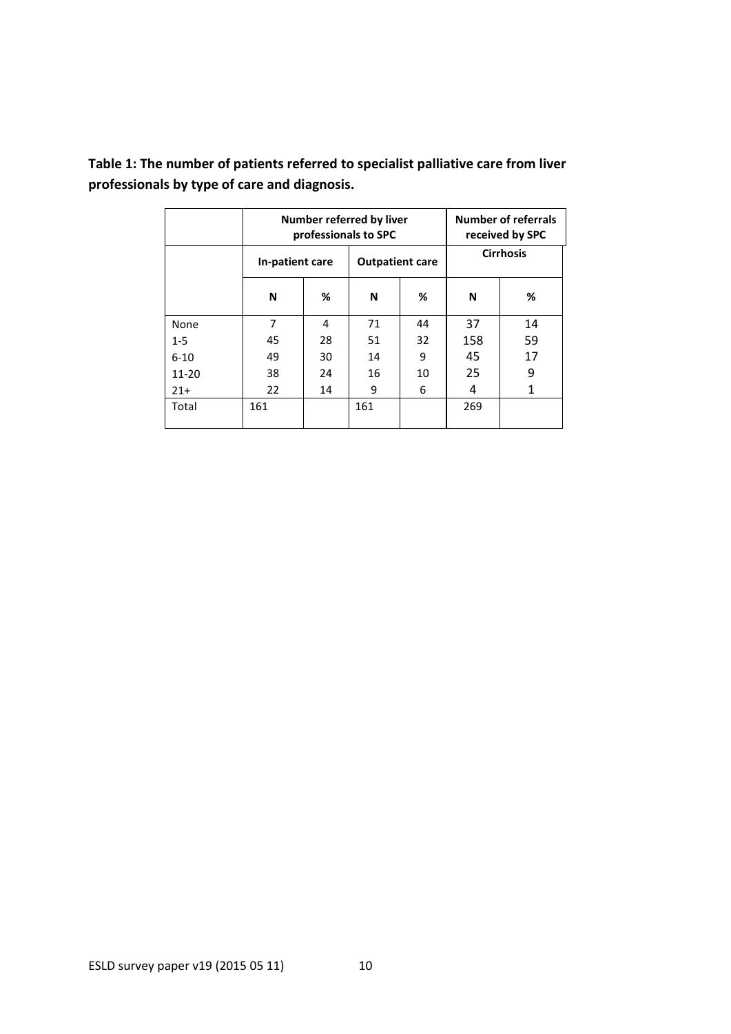**Table 1: The number of patients referred to specialist palliative care from liver professionals by type of care and diagnosis.**

| | Number referred by liver professionals to SPC | | | | Number of referrals received by SPC | |
|---|---|---|---|---|---|---|
| | In-patient care | | Outpatient care | | Cirrhosis | |
| | N | % | N | % | N | % |
| None | 7 | 4 | 71 | 44 | 37 | 14 |
| 1-5 | 45 | 28 | 51 | 32 | 158 | 59 |
| 6-10 | 49 | 30 | 14 | 9 | 45 | 17 |
| 11-20 | 38 | 24 | 16 | 10 | 25 | 9 |
| 21+ | 22 | 14 | 9 | 6 | 4 | 1 |
| Total | 161 | | 161 | | 269 | |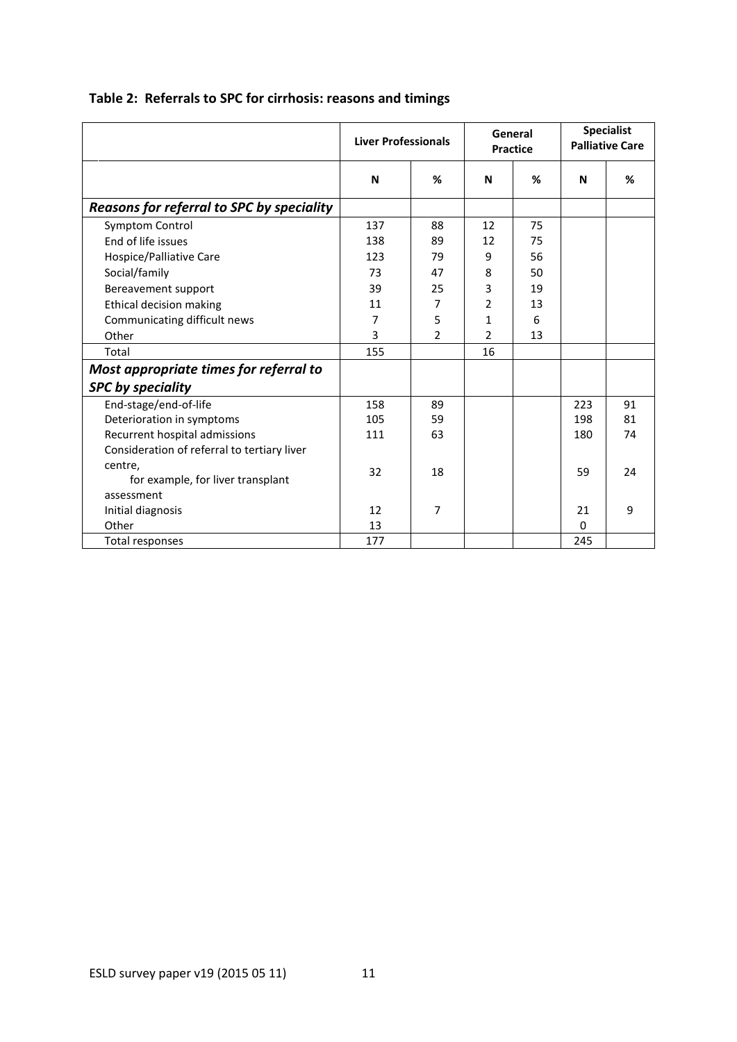**Table 2: Referrals to SPC for cirrhosis: reasons and timings**

| | Liver Professionals | | General Practice | | Specialist Palliative Care | |
|---|---|---|---|---|---|---|
| | N | % | N | % | N | % |
| ***Reasons for referral to SPC by speciality*** | | | | | | |
| Symptom Control | 137 | 88 | 12 | 75 | | |
| End of life issues | 138 | 89 | 12 | 75 | | |
| Hospice/Palliative Care | 123 | 79 | 9 | 56 | | |
| Social/family | 73 | 47 | 8 | 50 | | |
| Bereavement support | 39 | 25 | 3 | 19 | | |
| Ethical decision making | 11 | 7 | 2 | 13 | | |
| Communicating difficult news | 7 | 5 | 1 | 6 | | |
| Other | 3 | 2 | 2 | 13 | | |
| Total | 155 | | 16 | | | |
| ***Most appropriate times for referral to SPC by speciality*** | | | | | | |
| End-stage/end-of-life | 158 | 89 | | | 223 | 91 |
| Deterioration in symptoms | 105 | 59 | | | 198 | 81 |
| Recurrent hospital admissions | 111 | 63 | | | 180 | 74 |
| Consideration of referral to tertiary liver centre, for example, for liver transplant assessment | 32 | 18 | | | 59 | 24 |
| Initial diagnosis | 12 | 7 | | | 21 | 9 |
| Other | 13 | | | | 0 | |
| Total responses | 177 | | | | 245 | |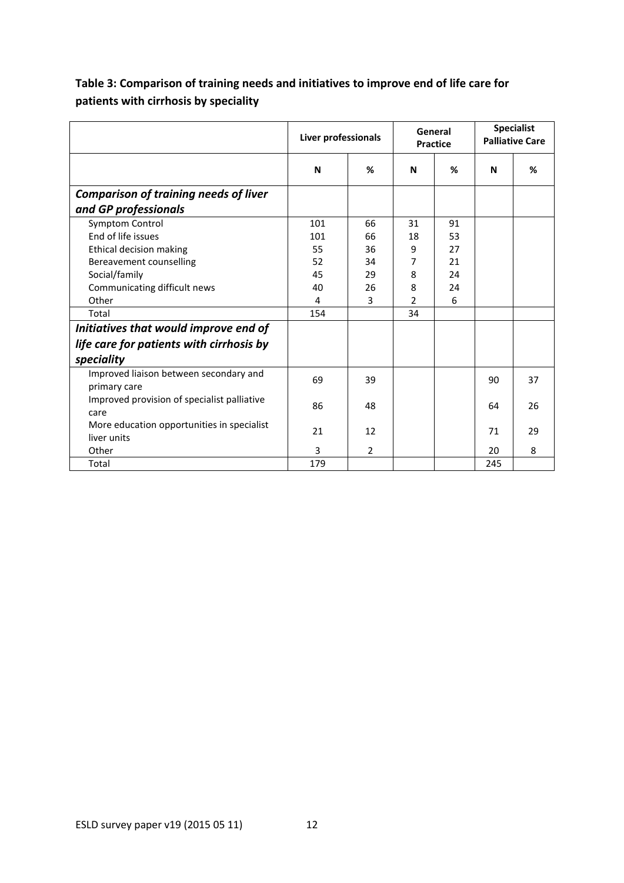**Table 3: Comparison of training needs and initiatives to improve end of life care for patients with cirrhosis by speciality**

| | Liver professionals | | General Practice | | Specialist Palliative Care | |
|---|---|---|---|---|---|---|
| | N | % | N | % | N | % |
| ***Comparison of training needs of liver and GP professionals*** | | | | | | |
| Symptom Control | 101 | 66 | 31 | 91 | | |
| End of life issues | 101 | 66 | 18 | 53 | | |
| Ethical decision making | 55 | 36 | 9 | 27 | | |
| Bereavement counselling | 52 | 34 | 7 | 21 | | |
| Social/family | 45 | 29 | 8 | 24 | | |
| Communicating difficult news | 40 | 26 | 8 | 24 | | |
| Other | 4 | 3 | 2 | 6 | | |
| Total | 154 | | 34 | | | |
| ***Initiatives that would improve end of life care for patients with cirrhosis by speciality*** | | | | | | |
| Improved liaison between secondary and primary care | 69 | 39 | | | 90 | 37 |
| Improved provision of specialist palliative care | 86 | 48 | | | 64 | 26 |
| More education opportunities in specialist liver units | 21 | 12 | | | 71 | 29 |
| Other | 3 | 2 | | | 20 | 8 |
| Total | 179 | | | | 245 | |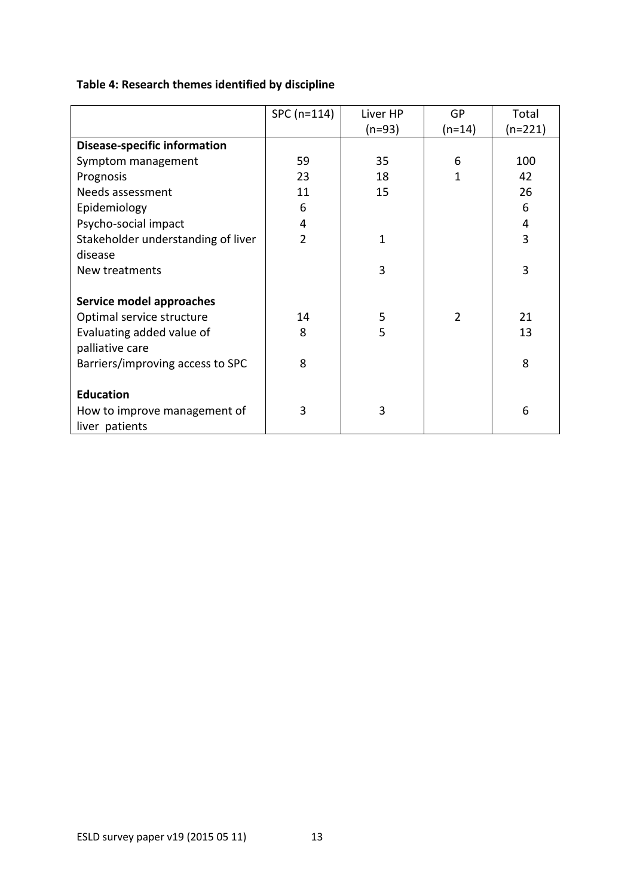**Table 4: Research themes identified by discipline**

| | SPC (n=114) | Liver HP (n=93) | GP (n=14) | Total (n=221) |
|---|---|---|---|---|
| **Disease-specific information** | | | | |
| Symptom management | 59 | 35 | 6 | 100 |
| Prognosis | 23 | 18 | 1 | 42 |
| Needs assessment | 11 | 15 | | 26 |
| Epidemiology | 6 | | | 6 |
| Psycho-social impact | 4 | | | 4 |
| Stakeholder understanding of liver disease | 2 | 1 | | 3 |
| New treatments | | 3 | | 3 |
| **Service model approaches** | | | | |
| Optimal service structure | 14 | 5 | 2 | 21 |
| Evaluating added value of palliative care | 8 | 5 | | 13 |
| Barriers/improving access to SPC | 8 | | | 8 |
| **Education** | | | | |
| How to improve management of liver patients | 3 | 3 | | 6 |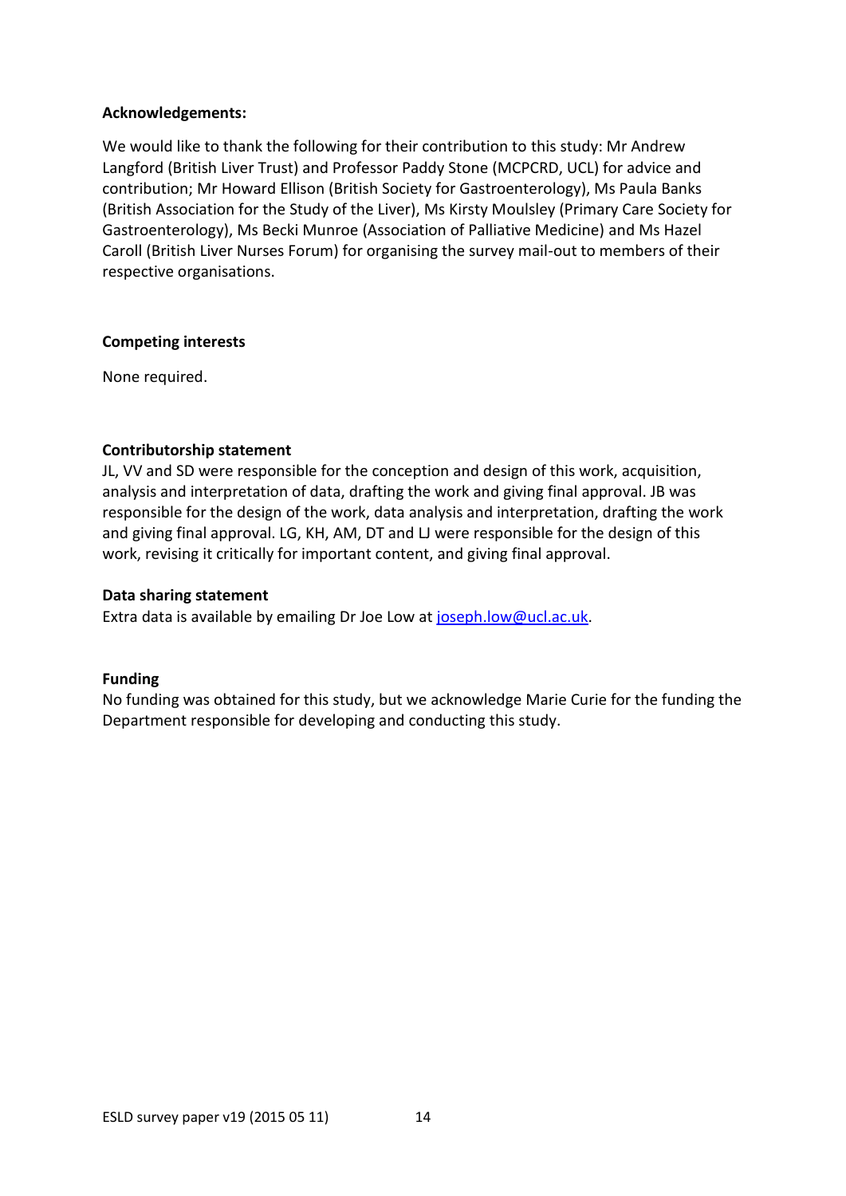**Acknowledgements:**

We would like to thank the following for their contribution to this study: Mr Andrew Langford (British Liver Trust) and Professor Paddy Stone (MCPCRD, UCL) for advice and contribution; Mr Howard Ellison (British Society for Gastroenterology), Ms Paula Banks (British Association for the Study of the Liver), Ms Kirsty Moulsley (Primary Care Society for Gastroenterology), Ms Becki Munroe (Association of Palliative Medicine) and Ms Hazel Caroll (British Liver Nurses Forum) for organising the survey mail-out to members of their respective organisations.

**Competing interests**

None required.

**Contributorship statement**

JL, VV and SD were responsible for the conception and design of this work, acquisition, analysis and interpretation of data, drafting the work and giving final approval. JB was responsible for the design of the work, data analysis and interpretation, drafting the work and giving final approval. LG, KH, AM, DT and LJ were responsible for the design of this work, revising it critically for important content, and giving final approval.

**Data sharing statement**

Extra data is available by emailing Dr Joe Low at joseph.low@ucl.ac.uk.

**Funding**

No funding was obtained for this study, but we acknowledge Marie Curie for the funding the Department responsible for developing and conducting this study.